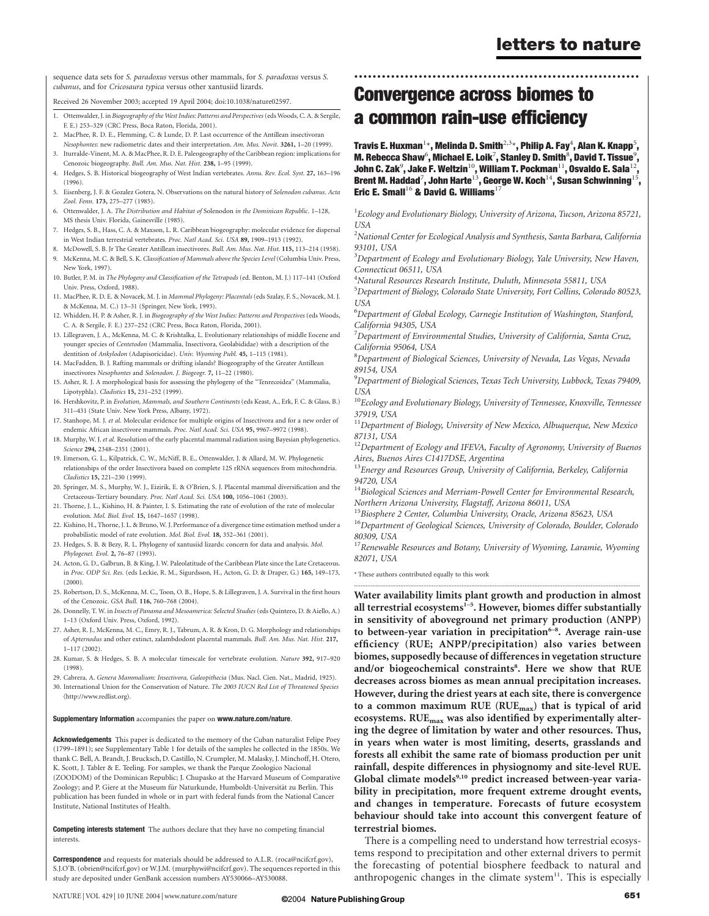sequence data sets for *S. paradoxus* versus other mammals, for *S. paradoxus* versus *S. cubanus*, and for *Cricosaura typica* versus other xantusiid lizards.

Received 26 November 2003; accepted 19 April 2004; doi:10.1038/nature02597.

1. Ottenwalder, J. in *Biogeography of the West Indies: Patterns and Perspectives* (eds Woods, C. A. & Sergile, F. E.) 253–329 (CRC Press, Boca Raton, Florida, 2001).
2. MacPhee, R. D. E., Flemming, C. & Lunde, D. P. Last occurrence of the Antillean insectivoran *Nesophontes*: new radiometric dates and their interpretation. *Am. Mus. Novit.* **3261,** 1–20 (1999).
3. Iturralde-Vinent, M. A. & MacPhee, R. D. E. Paleogeography of the Caribbean region: implications for Cenozoic biogeography. *Bull. Am. Mus. Nat. Hist.* **238,** 1–95 (1999).
4. Hedges, S. B. Historical biogeography of West Indian vertebrates. *Annu. Rev. Ecol. Syst.* **27,** 163–196 (1996).
5. Eisenberg, J. F. & Gozalez Gotera, N. Observations on the natural history of *Solenodon cubanus*. *Acta Zool. Fenn.* **173,** 275–277 (1985).
6. Ottenwalder, J. A. *The Distribution and Habitat of* Solenodon *in the Dominican Republic*. 1–128, MS thesis Univ. Florida, Gainesville (1985).
7. Hedges, S. B., Hass, C. A. & Maxson, L. R. Caribbean biogeography: molecular evidence for dispersal in West Indian terrestrial vertebrates. *Proc. Natl Acad. Sci. USA* **89,** 1909–1913 (1992).
8. McDowell, S. B. Jr The Greater Antillean insectivores. *Bull. Am. Mus. Nat. Hist.* **115,** 113–214 (1958).
9. McKenna, M. C. & Bell, S. K. *Classification of Mammals above the Species Level* (Columbia Univ. Press, New York, 1997).
10. Butler, P. M. in *The Phylogeny and Classification of the Tetrapods* (ed. Benton, M. J.) 117–141 (Oxford Univ. Press, Oxford, 1988).
11. MacPhee, R. D. E. & Novacek, M. J. in *Mammal Phylogeny: Placentals* (eds Szalay, F. S., Novacek, M. J. & McKenna, M. C.) 13–31 (Springer, New York, 1993).
12. Whidden, H. P. & Asher, R. J. in *Biogeography of the West Indies: Patterns and Perspectives* (eds Woods, C. A. & Sergile, F. E.) 237–252 (CRC Press, Boca Raton, Florida, 2001).
13. Lillegraven, J. A., McKenna, M. C. & Krishtalka, L. Evolutionary relationships of middle Eocene and younger species of *Centetodon* (Mammalia, Insectivora, Geolabididae) with a description of the dentition of *Ankylodon* (Adapisoricidae). *Univ. Wyoming Publ.* **45,** 1–115 (1981).
14. MacFadden, B. J. Rafting mammals or drifting islands? Biogeography of the Greater Antillean insectivores *Nesophontes* and *Solenodon*. *J. Biogeogr.* **7,** 11–22 (1980).
15. Asher, R. J. A morphological basis for assessing the phylogeny of the "Tenrecoidea" (Mammalia, Lipotyphla). *Cladistics* **15,** 231–252 (1999).
16. Hershkovitz, P. in *Evolution, Mammals, and Southern Continents* (eds Keast, A., Erk, F. C. & Glass, B.) 311–431 (State Univ. New York Press, Albany, 1972).
17. Stanhope, M. J. *et al.* Molecular evidence for multiple origins of Insectivora and for a new order of endemic African insectivore mammals. *Proc. Natl Acad. Sci. USA* **95,** 9967–9972 (1998).
18. Murphy, W. J. *et al.* Resolution of the early placental mammal radiation using Bayesian phylogenetics. *Science* **294,** 2348–2351 (2001).
19. Emerson, G. L., Kilpatrick, C. W., McNiff, B. E., Ottenwalder, J. & Allard, M. W. Phylogenetic relationships of the order Insectivora based on complete 12S rRNA sequences from mitochondria. *Cladistics* **15,** 221–230 (1999).
20. Springer, M. S., Murphy, W. J., Eizirik, E. & O'Brien, S. J. Placental mammal diversification and the Cretaceous-Tertiary boundary. *Proc. Natl Acad. Sci. USA* **100,** 1056–1061 (2003).
21. Thorne, J. L., Kishino, H. & Painter, I. S. Estimating the rate of evolution of the rate of molecular evolution. *Mol. Biol. Evol.* **15,** 1647–1657 (1998).
22. Kishino, H., Thorne, J. L. & Bruno, W. J. Performance of a divergence time estimation method under a probabilistic model of rate evolution. *Mol. Biol. Evol.* **18,** 352–361 (2001).
23. Hedges, S. B. & Bezy, R. L. Phylogeny of xantusiid lizards: concern for data and analysis. *Mol. Phylogenet. Evol.* **2,** 76–87 (1993).
24. Acton, G. D., Galbrun, B. & King, J. W. Paleolatitude of the Caribbean Plate since the Late Cretaceous. in *Proc. ODP Sci. Res.* (eds Leckie, R. M., Sigurdsson, H., Acton, G. D. & Draper, G.) **165,** 149–173, (2000).
25. Robertson, D. S., McKenna, M. C., Toon, O. B., Hope, S. & Lillegraven, J. A. Survival in the first hours of the Cenozoic. *GSA Bull.* **116,** 760–768 (2004).
26. Donnelly, T. W. in *Insects of Panama and Mesoamerica: Selected Studies* (eds Quintero, D. & Aiello, A.) 1–13 (Oxford Univ. Press, Oxford, 1992).
27. Asher, R. J., McKenna, M. C., Emry, R. J., Tabrum, A. R. & Kron, D. G. Morphology and relationships of *Apternodus* and other extinct, zalambdodont placental mammals. *Bull. Am. Mus. Nat. Hist.* **217,** 1–117 (2002).
28. Kumar, S. & Hedges, S. B. A molecular timescale for vertebrate evolution. *Nature* **392,** 917–920 (1998).
29. Cabrera, A. *Genera Mammalium: Insectivora, Galeopithecia* (Mus. Nacl. Cien. Nat., Madrid, 1925).
30. International Union for the Conservation of Nature. *The 2003 IUCN Red List of Threatened Species* ⟨http://www.redlist.org⟩.

**Supplementary Information** accompanies the paper on **www.nature.com/nature**.

**Acknowledgements** This paper is dedicated to the memory of the Cuban naturalist Felipe Poey (1799–1891); see Supplementary Table 1 for details of the samples he collected in the 1850s. We thank C. Bell, A. Brandt, J. Brucksch, D. Castillo, N. Crumpler, M. Malasky, J. Minchoff, H. Otero, K. Scott, J. Tabler & E. Teeling. For samples, we thank the Parque Zoologico Nacional (ZOODOM) of the Dominican Republic; J. Chupasko at the Harvard Museum of Comparative Zoology; and P. Giere at the Museum für Naturkunde, Humboldt-Universität zu Berlin. This publication has been funded in whole or in part with federal funds from the National Cancer Institute, National Institutes of Health.

**Competing interests statement** The authors declare that they have no competing financial interests.

**Correspondence** and requests for materials should be addressed to A.L.R. (roca@ncifcrf.gov), S.J.O'B. (obrien@ncifcrf.gov) or W.J.M. (murphywi@ncifcrf.gov). The sequences reported in this study are deposited under GenBank accession numbers AY530066–AY530088.

# Convergence across biomes to a common rain-use efficiency

**Travis E. Huxman[1]\*, Melinda D. Smith[2,3]\*, Philip A. Fay[4], Alan K. Knapp[5], M. Rebecca Shaw[6], Michael E. Loik[7], Stanley D. Smith[8], David T. Tissue[9], John C. Zak[9], Jake F. Weltzin[10], William T. Pockman[11], Osvaldo E. Sala[12], Brent M. Haddad[7], John Harte[13], George W. Koch[14], Susan Schwinning[15], Eric E. Small[16] & David G. Williams[17]**

[1] *Ecology and Evolutionary Biology, University of Arizona, Tucson, Arizona 85721, USA*
[2] *National Center for Ecological Analysis and Synthesis, Santa Barbara, California 93101, USA*
[3] *Department of Ecology and Evolutionary Biology, Yale University, New Haven, Connecticut 06511, USA*
[4] *Natural Resources Research Institute, Duluth, Minnesota 55811, USA*
[5] *Department of Biology, Colorado State University, Fort Collins, Colorado 80523, USA*
[6] *Department of Global Ecology, Carnegie Institution of Washington, Stanford, California 94305, USA*
[7] *Department of Environmental Studies, University of California, Santa Cruz, California 95064, USA*
[8] *Department of Biological Sciences, University of Nevada, Las Vegas, Nevada 89154, USA*
[9] *Department of Biological Sciences, Texas Tech University, Lubbock, Texas 79409, USA*
[10] *Ecology and Evolutionary Biology, University of Tennessee, Knoxville, Tennessee 37919, USA*
[11] *Department of Biology, University of New Mexico, Albuquerque, New Mexico 87131, USA*
[12] *Department of Ecology and IFEVA, Faculty of Agronomy, University of Buenos Aires, Buenos Aires C1417DSE, Argentina*
[13] *Energy and Resources Group, University of California, Berkeley, California 94720, USA*
[14] *Biological Sciences and Merriam-Powell Center for Environmental Research, Northern Arizona University, Flagstaff, Arizona 86011, USA*
[15] *Biosphere 2 Center, Columbia University, Oracle, Arizona 85623, USA*
[16] *Department of Geological Sciences, University of Colorado, Boulder, Colorado 80309, USA*
[17] *Renewable Resources and Botany, University of Wyoming, Laramie, Wyoming 82071, USA*

\* These authors contributed equally to this work

**Water availability limits plant growth and production in almost all terrestrial ecosystems[1–5]. However, biomes differ substantially in sensitivity of aboveground net primary production (ANPP) to between-year variation in precipitation[6–8]. Average rain-use efficiency (RUE; ANPP/precipitation) also varies between biomes, supposedly because of differences in vegetation structure and/or biogeochemical constraints[8]. Here we show that RUE decreases across biomes as mean annual precipitation increases. However, during the driest years at each site, there is convergence to a common maximum RUE ($RUE_{max}$) that is typical of arid ecosystems. $RUE_{max}$ was also identified by experimentally altering the degree of limitation by water and other resources. Thus, in years when water is most limiting, deserts, grasslands and forests all exhibit the same rate of biomass production per unit rainfall, despite differences in physiognomy and site-level RUE. Global climate models[9,10] predict increased between-year variability in precipitation, more frequent extreme drought events, and changes in temperature. Forecasts of future ecosystem behaviour should take into account this convergent feature of terrestrial biomes.**

There is a compelling need to understand how terrestrial ecosystems respond to precipitation and other external drivers to permit the forecasting of potential biosphere feedback to natural and anthropogenic changes in the climate system[11]. This is especially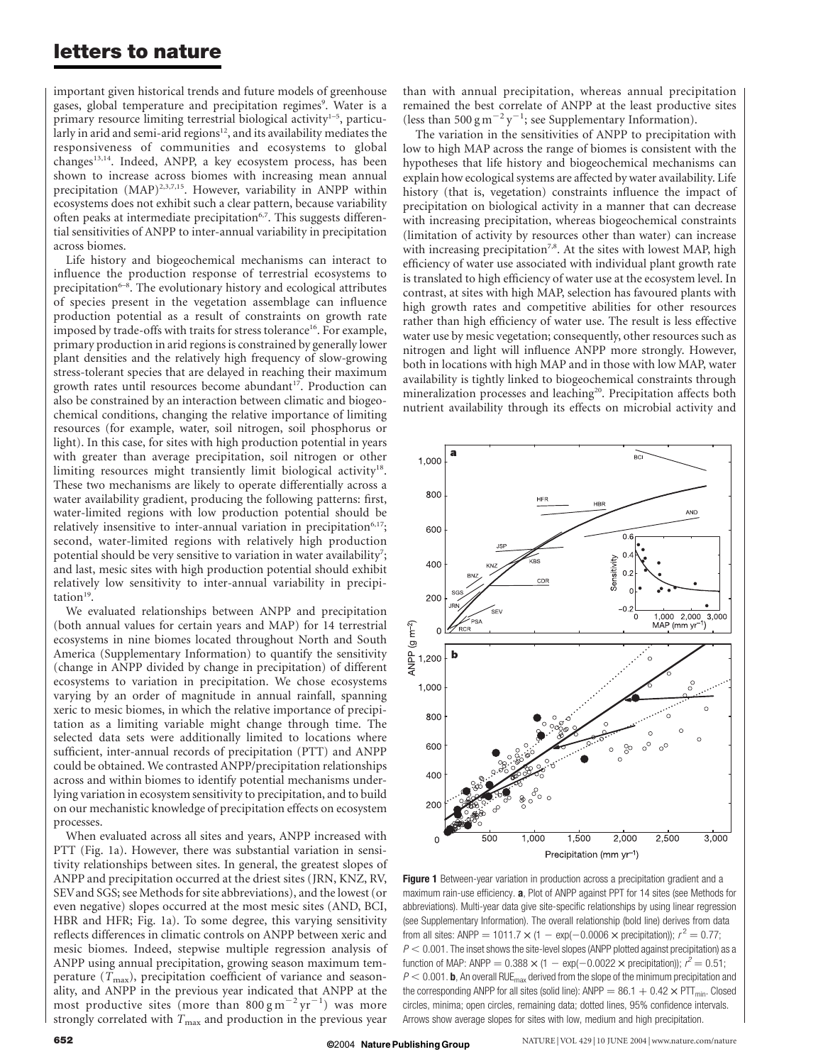important given historical trends and future models of greenhouse gases, global temperature and precipitation regimes[9]. Water is a primary resource limiting terrestrial biological activity[1–5], particularly in arid and semi-arid regions[12], and its availability mediates the responsiveness of communities and ecosystems to global changes[13,14]. Indeed, ANPP, a key ecosystem process, has been shown to increase across biomes with increasing mean annual precipitation (MAP)[2,3,7,15]. However, variability in ANPP within ecosystems does not exhibit such a clear pattern, because variability often peaks at intermediate precipitation[6,7]. This suggests differential sensitivities of ANPP to inter-annual variability in precipitation across biomes.

Life history and biogeochemical mechanisms can interact to influence the production response of terrestrial ecosystems to precipitation[6–8]. The evolutionary history and ecological attributes of species present in the vegetation assemblage can influence production potential as a result of constraints on growth rate imposed by trade-offs with traits for stress tolerance[16]. For example, primary production in arid regions is constrained by generally lower plant densities and the relatively high frequency of slow-growing stress-tolerant species that are delayed in reaching their maximum growth rates until resources become abundant[17]. Production can also be constrained by an interaction between climatic and biogeochemical conditions, changing the relative importance of limiting resources (for example, water, soil nitrogen, soil phosphorus or light). In this case, for sites with high production potential in years with greater than average precipitation, soil nitrogen or other limiting resources might transiently limit biological activity[18]. These two mechanisms are likely to operate differentially across a water availability gradient, producing the following patterns: first, water-limited regions with low production potential should be relatively insensitive to inter-annual variation in precipitation[6,17]; second, water-limited regions with relatively high production potential should be very sensitive to variation in water availability[7]; and last, mesic sites with high production potential should exhibit relatively low sensitivity to inter-annual variability in precipitation[19].

We evaluated relationships between ANPP and precipitation (both annual values for certain years and MAP) for 14 terrestrial ecosystems in nine biomes located throughout North and South America (Supplementary Information) to quantify the sensitivity (change in ANPP divided by change in precipitation) of different ecosystems to variation in precipitation. We chose ecosystems varying by an order of magnitude in annual rainfall, spanning xeric to mesic biomes, in which the relative importance of precipitation as a limiting variable might change through time. The selected data sets were additionally limited to locations where sufficient, inter-annual records of precipitation (PTT) and ANPP could be obtained. We contrasted ANPP/precipitation relationships across and within biomes to identify potential mechanisms underlying variation in ecosystem sensitivity to precipitation, and to build on our mechanistic knowledge of precipitation effects on ecosystem processes.

When evaluated across all sites and years, ANPP increased with PTT (Fig. 1a). However, there was substantial variation in sensitivity relationships between sites. In general, the greatest slopes of ANPP and precipitation occurred at the driest sites (JRN, KNZ, RV, SEV and SGS; see Methods for site abbreviations), and the lowest (or even negative) slopes occurred at the most mesic sites (AND, BCI, HBR and HFR; Fig. 1a). To some degree, this varying sensitivity reflects differences in climatic controls on ANPP between xeric and mesic biomes. Indeed, stepwise multiple regression analysis of ANPP using annual precipitation, growing season maximum temperature ($T_{max}$), precipitation coefficient of variance and seasonality, and ANPP in the previous year indicated that ANPP at the most productive sites (more than $800\,\mathrm{g\,m^{-2}\,yr^{-1}}$) was more strongly correlated with $T_{max}$ and production in the previous year than with annual precipitation, whereas annual precipitation remained the best correlate of ANPP at the least productive sites (less than $500\,\mathrm{g\,m^{-2}\,y^{-1}}$; see Supplementary Information).

The variation in the sensitivities of ANPP to precipitation with low to high MAP across the range of biomes is consistent with the hypotheses that life history and biogeochemical mechanisms can explain how ecological systems are affected by water availability. Life history (that is, vegetation) constraints influence the impact of precipitation on biological activity in a manner that can decrease with increasing precipitation, whereas biogeochemical constraints (limitation of activity by resources other than water) can increase with increasing precipitation[7,8]. At the sites with lowest MAP, high efficiency of water use associated with individual plant growth rate is translated to high efficiency of water use at the ecosystem level. In contrast, at sites with high MAP, selection has favoured plants with high growth rates and competitive abilities for other resources rather than high efficiency of water use. The result is less effective water use by mesic vegetation; consequently, other resources such as nitrogen and light will influence ANPP more strongly. However, both in locations with high MAP and in those with low MAP, water availability is tightly linked to biogeochemical constraints through mineralization processes and leaching[20]. Precipitation affects both nutrient availability through its effects on microbial activity and

**Figure 1** Between-year variation in production across a precipitation gradient and a maximum rain-use efficiency. **a**, Plot of ANPP against PPT for 14 sites (see Methods for abbreviations). Multi-year data give site-specific relationships by using linear regression (see Supplementary Information). The overall relationship (bold line) derives from data from all sites: $\mathrm{ANPP} = 1011.7 \times (1 - \exp(-0.0006 \times \mathrm{precipitation}))$; $r^2 = 0.77$; $P < 0.001$. The inset shows the site-level slopes (ANPP plotted against precipitation) as a function of MAP: $\mathrm{ANPP} = 0.388 \times (1 - \exp(-0.0022 \times \mathrm{precipitation}))$; $r^2 = 0.51$; $P < 0.001$. **b**, An overall $\mathrm{RUE_{max}}$ derived from the slope of the minimum precipitation and the corresponding ANPP for all sites (solid line): $\mathrm{ANPP} = 86.1 + 0.42 \times \mathrm{PTT_{min}}$. Closed circles, minima; open circles, remaining data; dotted lines, 95% confidence intervals. Arrows show average slopes for sites with low, medium and high precipitation.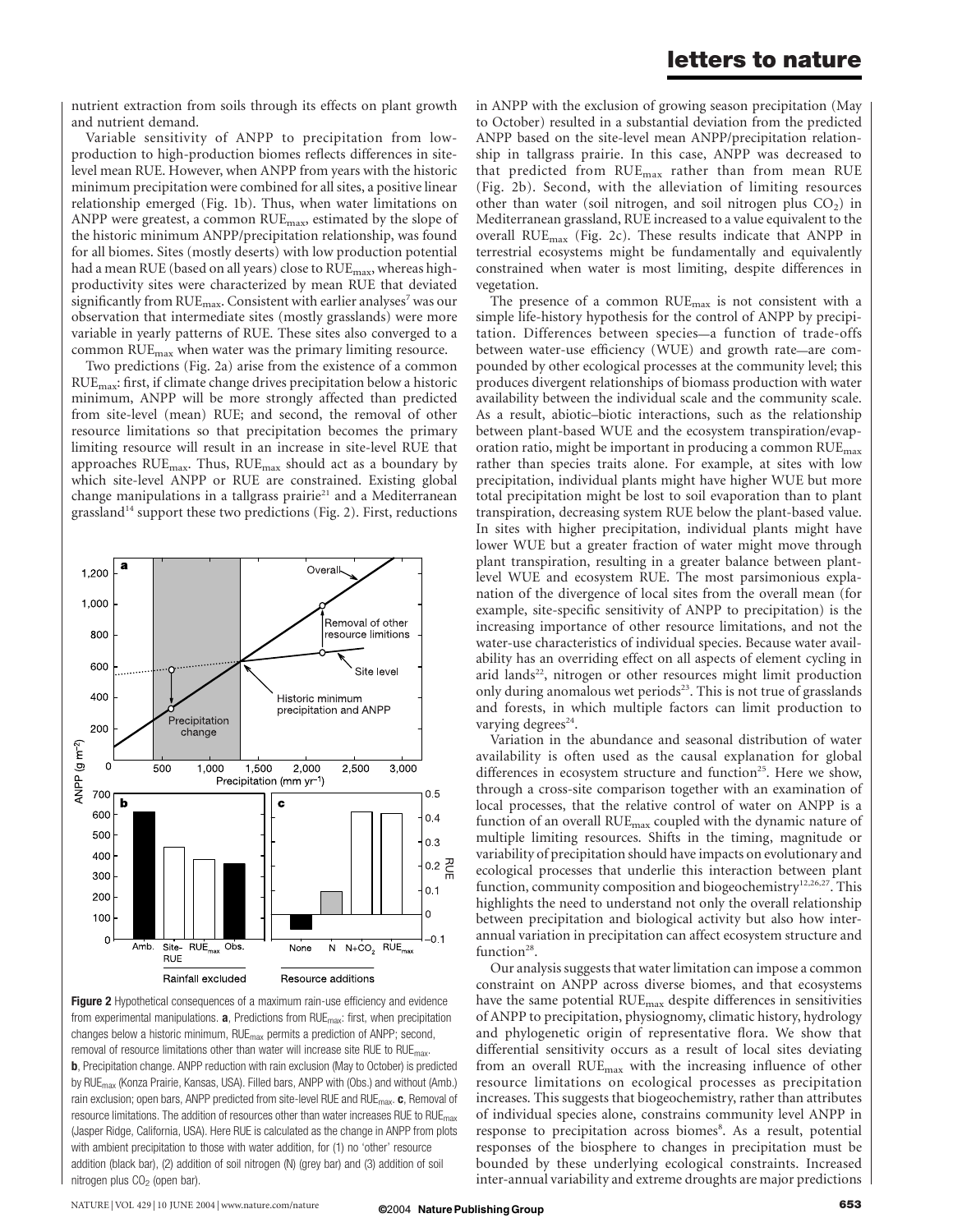nutrient extraction from soils through its effects on plant growth and nutrient demand.

Variable sensitivity of ANPP to precipitation from low-production to high-production biomes reflects differences in site-level mean RUE. However, when ANPP from years with the historic minimum precipitation were combined for all sites, a positive linear relationship emerged (Fig. 1b). Thus, when water limitations on ANPP were greatest, a common $RUE_{max}$, estimated by the slope of the historic minimum ANPP/precipitation relationship, was found for all biomes. Sites (mostly deserts) with low production potential had a mean RUE (based on all years) close to $RUE_{max}$, whereas high-productivity sites were characterized by mean RUE that deviated significantly from $RUE_{max}$. Consistent with earlier analyses[7] was our observation that intermediate sites (mostly grasslands) were more variable in yearly patterns of RUE. These sites also converged to a common $RUE_{max}$ when water was the primary limiting resource.

Two predictions (Fig. 2a) arise from the existence of a common $RUE_{max}$: first, if climate change drives precipitation below a historic minimum, ANPP will be more strongly affected than predicted from site-level (mean) RUE; and second, the removal of other resource limitations so that precipitation becomes the primary limiting resource will result in an increase in site-level RUE that approaches $RUE_{max}$. Thus, $RUE_{max}$ should act as a boundary by which site-level ANPP or RUE are constrained. Existing global change manipulations in a tallgrass prairie[21] and a Mediterranean grassland[14] support these two predictions (Fig. 2). First, reductions in ANPP with the exclusion of growing season precipitation (May to October) resulted in a substantial deviation from the predicted ANPP based on the site-level mean ANPP/precipitation relationship in tallgrass prairie. In this case, ANPP was decreased to that predicted from $RUE_{max}$ rather than from mean RUE (Fig. 2b). Second, with the alleviation of limiting resources other than water (soil nitrogen, and soil nitrogen plus $CO_2$) in Mediterranean grassland, RUE increased to a value equivalent to the overall $RUE_{max}$ (Fig. 2c). These results indicate that ANPP in terrestrial ecosystems might be fundamentally and equivalently constrained when water is most limiting, despite differences in vegetation.

**Figure 2** Hypothetical consequences of a maximum rain-use efficiency and evidence from experimental manipulations. **a**, Predictions from $RUE_{max}$: first, when precipitation changes below a historic minimum, $RUE_{max}$ permits a prediction of ANPP; second, removal of resource limitations other than water will increase site RUE to $RUE_{max}$. **b**, Precipitation change. ANPP reduction with rain exclusion (May to October) is predicted by $RUE_{max}$ (Konza Prairie, Kansas, USA). Filled bars, ANPP with (Obs.) and without (Amb.) rain exclusion; open bars, ANPP predicted from site-level RUE and $RUE_{max}$. **c**, Removal of resource limitations. The addition of resources other than water increases RUE to $RUE_{max}$ (Jasper Ridge, California, USA). Here RUE is calculated as the change in ANPP from plots with ambient precipitation to those with water addition, for (1) no 'other' resource addition (black bar), (2) addition of soil nitrogen (N) (grey bar) and (3) addition of soil nitrogen plus $CO_2$ (open bar).

The presence of a common $RUE_{max}$ is not consistent with a simple life-history hypothesis for the control of ANPP by precipitation. Differences between species—a function of trade-offs between water-use efficiency (WUE) and growth rate—are compounded by other ecological processes at the community level; this produces divergent relationships of biomass production with water availability between the individual scale and the community scale. As a result, abiotic–biotic interactions, such as the relationship between plant-based WUE and the ecosystem transpiration/evaporation ratio, might be important in producing a common $RUE_{max}$ rather than species traits alone. For example, at sites with low precipitation, individual plants might have higher WUE but more total precipitation might be lost to soil evaporation than to plant transpiration, decreasing system RUE below the plant-based value. In sites with higher precipitation, individual plants might have lower WUE but a greater fraction of water might move through plant transpiration, resulting in a greater balance between plant-level WUE and ecosystem RUE. The most parsimonious explanation of the divergence of local sites from the overall mean (for example, site-specific sensitivity of ANPP to precipitation) is the increasing importance of other resource limitations, and not the water-use characteristics of individual species. Because water availability has an overriding effect on all aspects of element cycling in arid lands[22], nitrogen or other resources might limit production only during anomalous wet periods[23]. This is not true of grasslands and forests, in which multiple factors can limit production to varying degrees[24].

Variation in the abundance and seasonal distribution of water availability is often used as the causal explanation for global differences in ecosystem structure and function[25]. Here we show, through a cross-site comparison together with an examination of local processes, that the relative control of water on ANPP is a function of an overall $RUE_{max}$ coupled with the dynamic nature of multiple limiting resources. Shifts in the timing, magnitude or variability of precipitation should have impacts on evolutionary and ecological processes that underlie this interaction between plant function, community composition and biogeochemistry[12,26,27]. This highlights the need to understand not only the overall relationship between precipitation and biological activity but also how inter-annual variation in precipitation can affect ecosystem structure and function[28].

Our analysis suggests that water limitation can impose a common constraint on ANPP across diverse biomes, and that ecosystems have the same potential $RUE_{max}$ despite differences in sensitivities of ANPP to precipitation, physiognomy, climatic history, hydrology and phylogenetic origin of representative flora. We show that differential sensitivity occurs as a result of local sites deviating from an overall $RUE_{max}$ with the increasing influence of other resource limitations on ecological processes as precipitation increases. This suggests that biogeochemistry, rather than attributes of individual species alone, constrains community level ANPP in response to precipitation across biomes[8]. As a result, potential responses of the biosphere to changes in precipitation must be bounded by these underlying ecological constraints. Increased inter-annual variability and extreme droughts are major predictions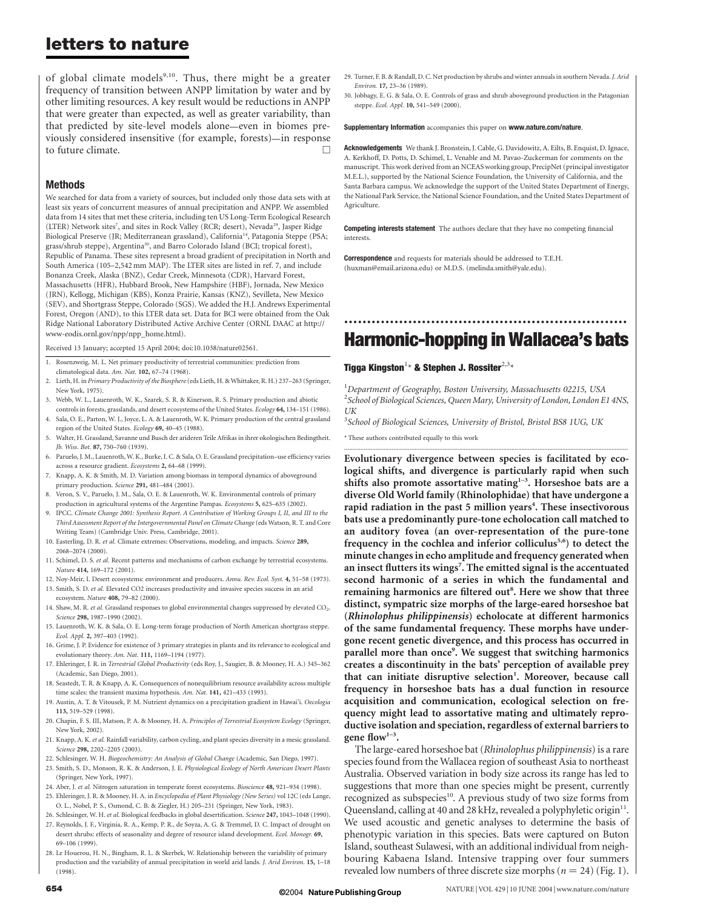of global climate models[9,10]. Thus, there might be a greater frequency of transition between ANPP limitation by water and by other limiting resources. A key result would be reductions in ANPP that were greater than expected, as well as greater variability, than that predicted by site-level models alone—even in biomes previously considered insensitive (for example, forests)—in response to future climate. □

## Methods

We searched for data from a variety of sources, but included only those data sets with at least six years of concurrent measures of annual precipitation and ANPP. We assembled data from 14 sites that met these criteria, including ten US Long-Term Ecological Research (LTER) Network sites[7], and sites in Rock Valley (RCR; desert), Nevada[29], Jasper Ridge Biological Preserve (JR; Mediterranean grassland), California[14], Patagonia Steppe (PSA; grass/shrub steppe), Argentina[30], and Barro Colorado Island (BCI; tropical forest), Republic of Panama. These sites represent a broad gradient of precipitation in North and South America (105–2,542 mm MAP). The LTER sites are listed in ref. 7, and include Bonanza Creek, Alaska (BNZ), Cedar Creek, Minnesota (CDR), Harvard Forest, Massachusetts (HFR), Hubbard Brook, New Hampshire (HBF), Jornada, New Mexico (JRN), Kellogg, Michigan (KBS), Konza Prairie, Kansas (KNZ), Sevilleta, New Mexico (SEV), and Shortgrass Steppe, Colorado (SGS). We added the H.J. Andrews Experimental Forest, Oregon (AND), to this LTER data set. Data for BCI were obtained from the Oak Ridge National Laboratory Distributed Active Archive Center (ORNL DAAC at http://www-eodis.ornl.gov/npp/npp_home.html).

Received 13 January; accepted 15 April 2004; doi:10.1038/nature02561.

1. Rosenzweig, M. L. Net primary productivity of terrestrial communities: prediction from climatological data. *Am. Nat.* **102,** 67–74 (1968).
2. Lieth, H. in *Primary Productivity of the Biosphere* (eds Lieth, H. & Whittaker, R. H.) 237–263 (Springer, New York, 1975).
3. Webb, W. L., Lauenroth, W. K., Szarek, S. R. & Kinerson, R. S. Primary production and abiotic controls in forests, grasslands, and desert ecosystems of the United States. *Ecology* **64,** 134–151 (1986).
4. Sala, O. E., Parton, W. J., Joyce, L. A. & Lauenroth, W. K. Primary production of the central grassland region of the United States. *Ecology* **69,** 40–45 (1988).
5. Walter, H. Grassland, Savanne und Busch der arideren Teile Afrikas in ihrer okologischen Bedingtheit. *Jb. Wiss. Bot.* **87,** 750–760 (1939).
6. Paruelo, J. M., Lauenroth, W. K., Burke, I. C. & Sala, O. E. Grassland precipitation–use efficiency varies across a resource gradient. *Ecosystems* **2,** 64–68 (1999).
7. Knapp, A. K. & Smith, M. D. Variation among biomass in temporal dynamics of aboveground primary production. *Science* **291,** 481–484 (2001).
8. Veron, S. V., Paruelo, J. M., Sala, O. E. & Lauenroth, W. K. Environmental controls of primary production in agricultural systems of the Argentine Pampas. *Ecosystems* **5,** 625–635 (2002).
9. IPCC. *Climate Change 2001: Synthesis Report. A Contribution of Working Groups I, II, and III to the Third Assessment Report of the Intergovernmental Panel on Climate Change* (eds Watson, R. T. and Core Writing Team) (Cambridge Univ. Press, Cambridge, 2001).
10. Easterling, D. R. *et al.* Climate extremes: Observations, modeling, and impacts. *Science* **289,** 2068–2074 (2000).
11. Schimel, D. S. *et al.* Recent patterns and mechanisms of carbon exchange by terrestrial ecosystems. *Nature* **414,** 169–172 (2001).
12. Noy-Meir, I. Desert ecosystems: environment and producers. *Annu. Rev. Ecol. Syst.* **4,** 51–58 (1973).
13. Smith, S. D. *et al.* Elevated CO2 increases productivity and invasive species success in an arid ecosystem. *Nature* **408,** 79–82 (2000).
14. Shaw, M. R. *et al.* Grassland responses to global environmental changes suppressed by elevated $CO_2$. *Science* **298,** 1987–1990 (2002).
15. Lauenroth, W. K. & Sala, O. E. Long-term forage production of North American shortgrass steppe. *Ecol. Appl.* **2,** 397–403 (1992).
16. Grime, J. P. Evidence for existence of 3 primary strategies in plants and its relevance to ecological and evolutionary theory. *Am. Nat.* **111,** 1169–1194 (1977).
17. Ehleringer, J. R. in *Terrestrial Global Productivity* (eds Roy, J., Saugier, B. & Mooney, H. A.) 345–362 (Academic, San Diego, 2001).
18. Seastedt, T. R. & Knapp, A. K. Consequences of nonequilibrium resource availability across multiple time scales: the transient maxima hypothesis. *Am. Nat.* **141,** 421–433 (1993).
19. Austin, A. T. & Vitousek, P. M. Nutrient dynamics on a precipitation gradient in Hawai'i. *Oecologia* **113,** 519–529 (1998).
20. Chapin, F. S. III, Matson, P. A. & Mooney, H. A. *Principles of Terrestrial Ecosystem Ecology* (Springer, New York, 2002).
21. Knapp, A. K. *et al.* Rainfall variability, carbon cycling, and plant species diversity in a mesic grassland. *Science* **298,** 2202–2205 (2003).
22. Schlesinger, W. H. *Biogeochemistry: An Analysis of Global Change* (Academic, San Diego, 1997).
23. Smith, S. D., Monson, R. K. & Anderson, J. E. *Physiological Ecology of North American Desert Plants* (Springer, New York, 1997).
24. Aber, J. *et al.* Nitrogen saturation in temperate forest ecosystems. *Bioscience* **48,** 921–934 (1998).
25. Ehleringer, J. R. & Mooney, H. A. in *Encyclopedia of Plant Physiology (New Series)* vol 12C (eds Lange, O. L., Nobel, P. S., Osmond, C. B. & Ziegler, H.) 205–231 (Springer, New York, 1983).
26. Schlesinger, W. H. *et al.* Biological feedbacks in global desertification. *Science* **247,** 1043–1048 (1990).
27. Reynolds, J. F., Virginia, R. A., Kemp, P. R., de Soyza, A. G. & Tremmel, D. C. Impact of drought on desert shrubs: effects of seasonality and degree of resource island development. *Ecol. Monogr.* **69,** 69–106 (1999).
28. Le Houerou, H. N., Bingham, R. L. & Skerbek, W. Relationship between the variability of primary production and the variability of annual precipitation in world arid lands. *J. Arid Environ.* **15,** 1–18 (1998).
29. Turner, F. B. & Randall, D. C. Net production by shrubs and winter annuals in southern Nevada. *J. Arid Environ.* **17,** 23–36 (1989).
30. Jobbagy, E. G. & Sala, O. E. Controls of grass and shrub aboveground production in the Patagonian steppe. *Ecol. Appl.* **10,** 541–549 (2000).

**Supplementary Information** accompanies this paper on **www.nature.com/nature**.

**Acknowledgements** We thank J. Bronstein, J. Cable, G. Davidowitz, A. Eilts, B. Enquist, D. Ignace, A. Kerkhoff, D. Potts, D. Schimel, L. Venable and M. Pavao-Zuckerman for comments on the manuscript. This work derived from an NCEAS working group, PrecipNet (principal investigator M.E.L.), supported by the National Science Foundation, the University of California, and the Santa Barbara campus. We acknowledge the support of the United States Department of Energy, the National Park Service, the National Science Foundation, and the United States Department of Agriculture.

**Competing interests statement** The authors declare that they have no competing financial interests.

**Correspondence** and requests for materials should be addressed to T.E.H. (huxman@email.arizona.edu) or M.D.S. (melinda.smith@yale.edu).

---

# Harmonic-hopping in Wallacea's bats

**Tigga Kingston**[1]* **& Stephen J. Rossiter**[2,3]*

[1]*Department of Geography, Boston University, Massachusetts 02215, USA*
[2]*School of Biological Sciences, Queen Mary, University of London, London E1 4NS, UK*
[3]*School of Biological Sciences, University of Bristol, Bristol BS8 1UG, UK*

\* These authors contributed equally to this work

**Evolutionary divergence between species is facilitated by ecological shifts, and divergence is particularly rapid when such shifts also promote assortative mating[1–3]. Horseshoe bats are a diverse Old World family (Rhinolophidae) that have undergone a rapid radiation in the past 5 million years[4]. These insectivorous bats use a predominantly pure-tone echolocation call matched to an auditory fovea (an over-representation of the pure-tone frequency in the cochlea and inferior colliculus[5,6]) to detect the minute changes in echo amplitude and frequency generated when an insect flutters its wings[7]. The emitted signal is the accentuated second harmonic of a series in which the fundamental and remaining harmonics are filtered out[8]. Here we show that three distinct, sympatric size morphs of the large-eared horseshoe bat (*Rhinolophus philippinensis*) echolocate at different harmonics of the same fundamental frequency. These morphs have undergone recent genetic divergence, and this process has occurred in parallel more than once[9]. We suggest that switching harmonics creates a discontinuity in the bats' perception of available prey that can initiate disruptive selection[1]. Moreover, because call frequency in horseshoe bats has a dual function in resource acquisition and communication, ecological selection on frequency might lead to assortative mating and ultimately reproductive isolation and speciation, regardless of external barriers to gene flow[1–3].**

The large-eared horseshoe bat (*Rhinolophus philippinensis*) is a rare species found from the Wallacea region of southeast Asia to northeast Australia. Observed variation in body size across its range has led to suggestions that more than one species might be present, currently recognized as subspecies[10]. A previous study of two size forms from Queensland, calling at 40 and 28 kHz, revealed a polyphyletic origin[11]. We used acoustic and genetic analyses to determine the basis of phenotypic variation in this species. Bats were captured on Buton Island, southeast Sulawesi, with an additional individual from neighbouring Kabaena Island. Intensive trapping over four summers revealed low numbers of three discrete size morphs ($n = 24$) (Fig. 1).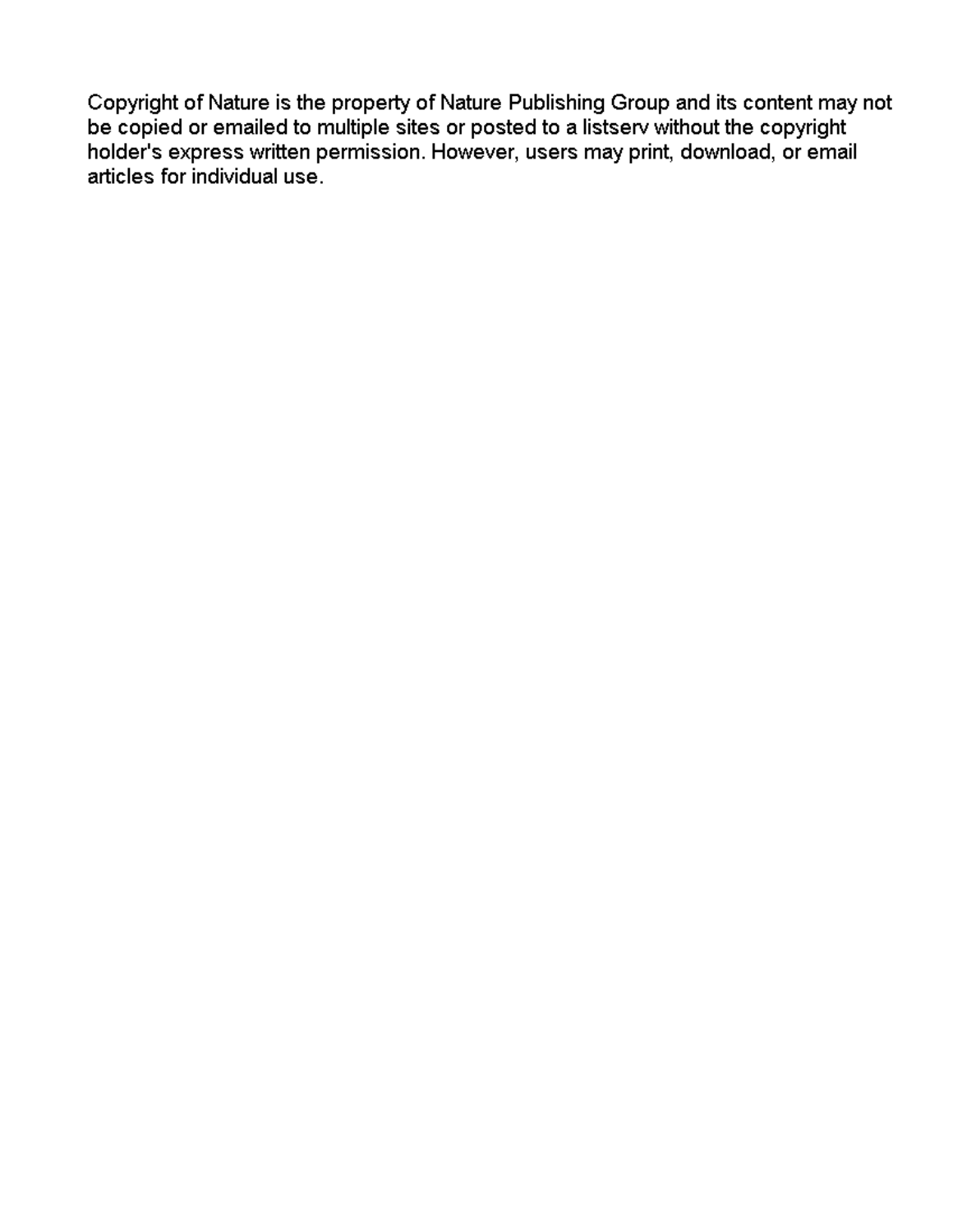Copyright of Nature is the property of Nature Publishing Group and its content may not be copied or emailed to multiple sites or posted to a listserv without the copyright holder's express written permission. However, users may print, download, or email articles for individual use.